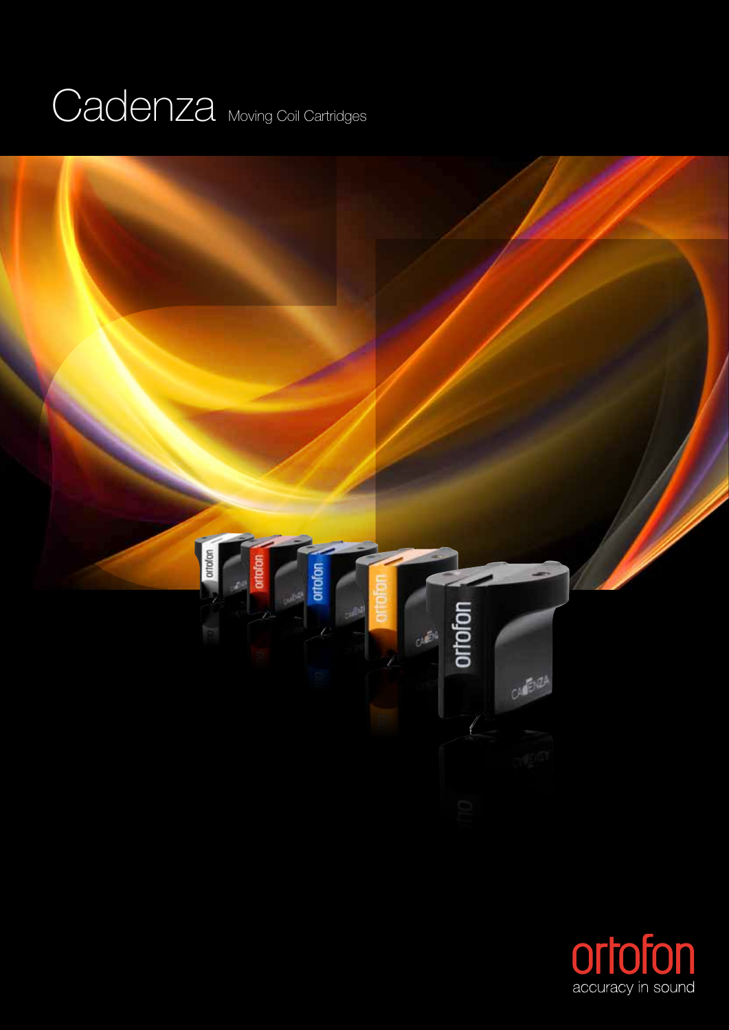# Cadenza Moving Coil Cartridges

ortofon

accuracy in sound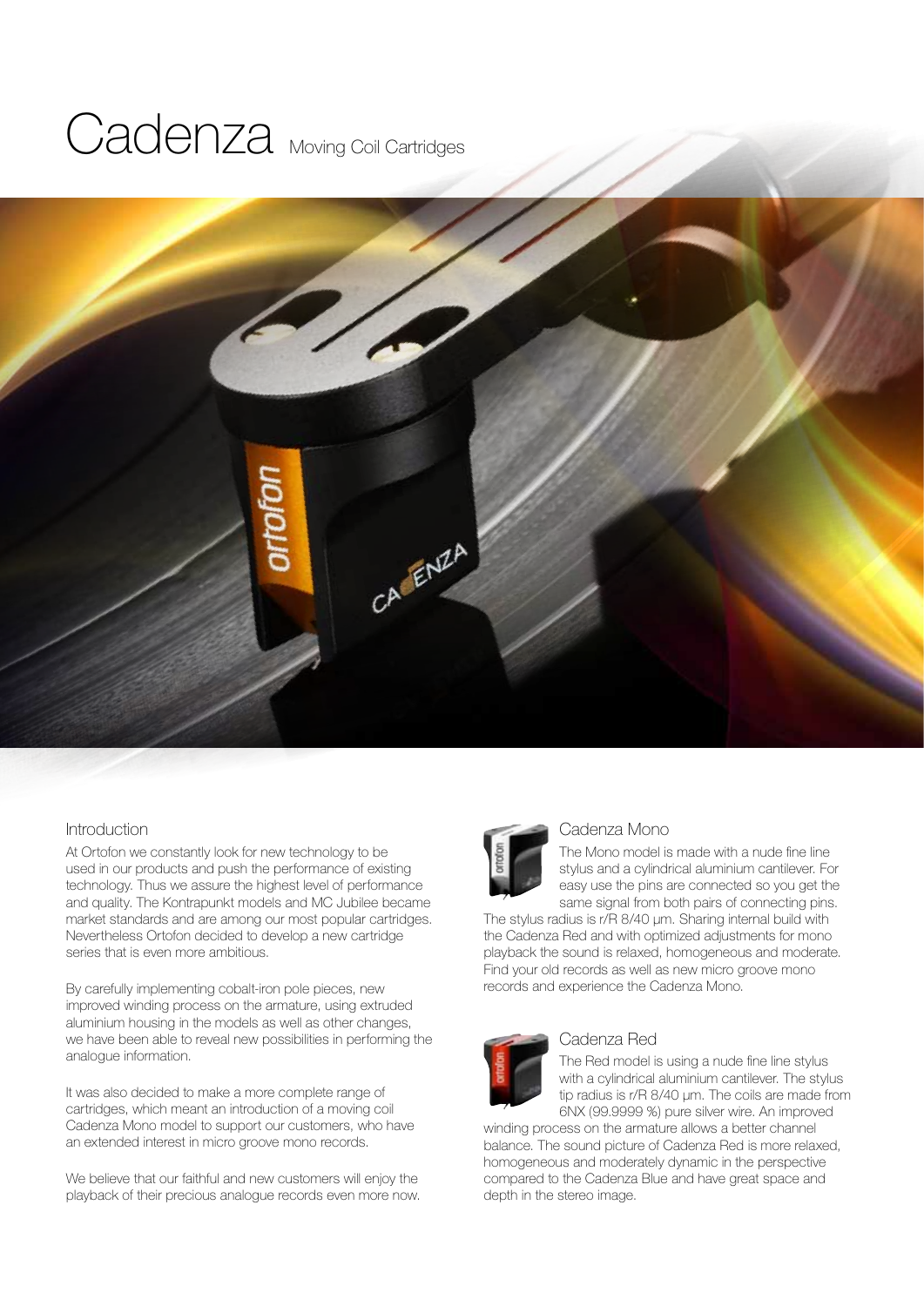# Cadenza Moving Coil Cartridges

## Introduction

At Ortofon we constantly look for new technology to be used in our products and push the performance of existing technology. Thus we assure the highest level of performance and quality. The Kontrapunkt models and MC Jubilee became market standards and are among our most popular cartridges. Nevertheless Ortofon decided to develop a new cartridge series that is even more ambitious.

By carefully implementing cobalt-iron pole pieces, new improved winding process on the armature, using extruded aluminium housing in the models as well as other changes, we have been able to reveal new possibilities in performing the analogue information.

It was also decided to make a more complete range of cartridges, which meant an introduction of a moving coil Cadenza Mono model to support our customers, who have an extended interest in micro groove mono records.

We believe that our faithful and new customers will enjoy the playback of their precious analogue records even more now.

## Cadenza Mono

The Mono model is made with a nude fine line stylus and a cylindrical aluminium cantilever. For easy use the pins are connected so you get the same signal from both pairs of connecting pins. The stylus radius is r/R 8/40 µm. Sharing internal build with the Cadenza Red and with optimized adjustments for mono playback the sound is relaxed, homogeneous and moderate. Find your old records as well as new micro groove mono records and experience the Cadenza Mono.

## Cadenza Red

The Red model is using a nude fine line stylus with a cylindrical aluminium cantilever. The stylus tip radius is r/R 8/40 µm. The coils are made from 6NX (99.9999 %) pure silver wire. An improved winding process on the armature allows a better channel balance. The sound picture of Cadenza Red is more relaxed, homogeneous and moderately dynamic in the perspective compared to the Cadenza Blue and have great space and depth in the stereo image.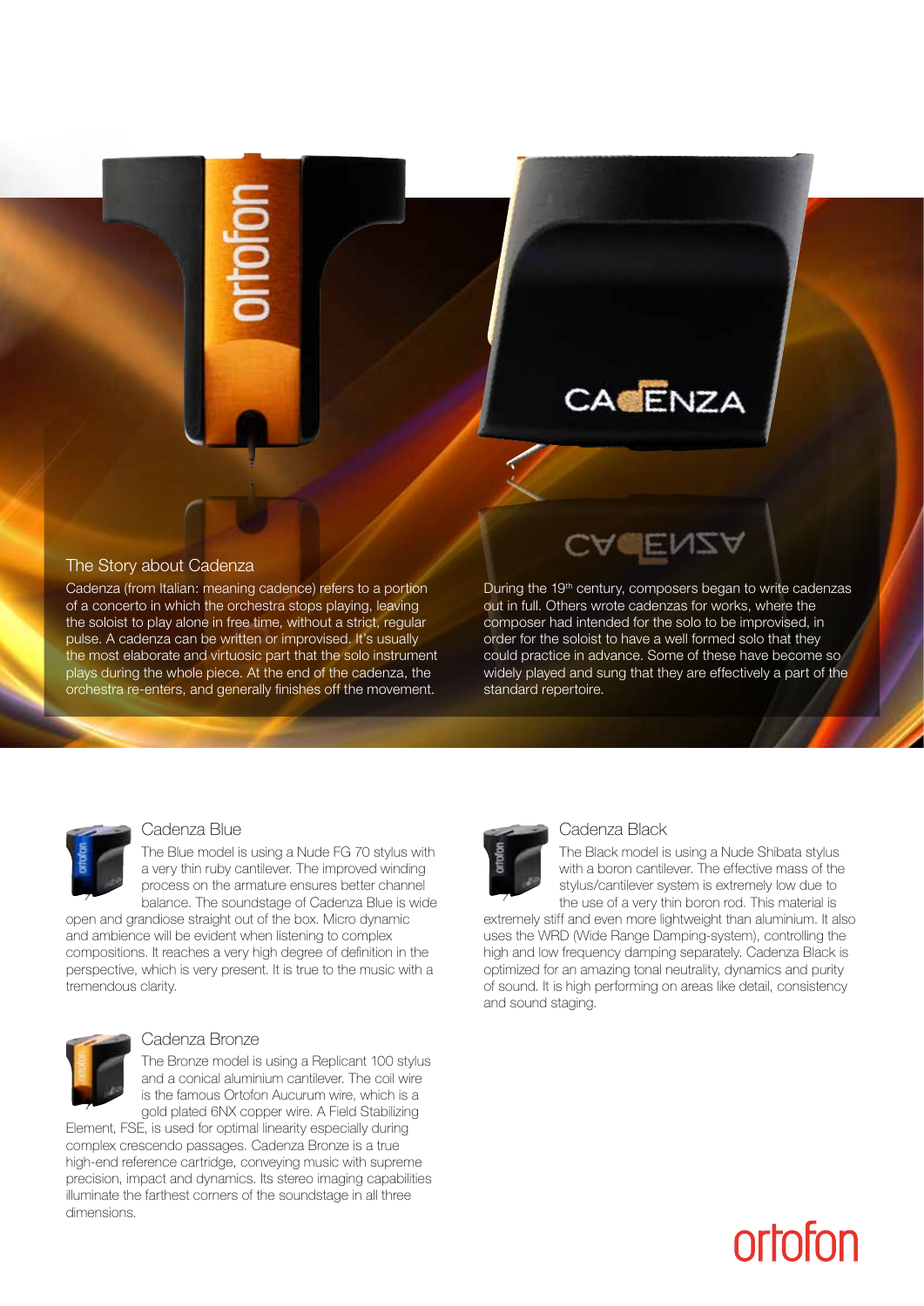## The Story about Cadenza

Cadenza (from Italian: meaning cadence) refers to a portion of a concerto in which the orchestra stops playing, leaving the soloist to play alone in free time, without a strict, regular pulse. A cadenza can be written or improvised. It's usually the most elaborate and virtuosic part that the solo instrument plays during the whole piece. At the end of the cadenza, the orchestra re-enters, and generally finishes off the movement.

During the 19th century, composers began to write cadenzas out in full. Others wrote cadenzas for works, where the composer had intended for the solo to be improvised, in order for the soloist to have a well formed solo that they could practice in advance. Some of these have become so widely played and sung that they are effectively a part of the standard repertoire.

### Cadenza Blue

The Blue model is using a Nude FG 70 stylus with a very thin ruby cantilever. The improved winding process on the armature ensures better channel balance. The soundstage of Cadenza Blue is wide open and grandiose straight out of the box. Micro dynamic and ambience will be evident when listening to complex compositions. It reaches a very high degree of definition in the perspective, which is very present. It is true to the music with a tremendous clarity.

### Cadenza Bronze

The Bronze model is using a Replicant 100 stylus and a conical aluminium cantilever. The coil wire is the famous Ortofon Aucurum wire, which is a gold plated 6NX copper wire. A Field Stabilizing Element, FSE, is used for optimal linearity especially during complex crescendo passages. Cadenza Bronze is a true high-end reference cartridge, conveying music with supreme precision, impact and dynamics. Its stereo imaging capabilities illuminate the farthest corners of the soundstage in all three dimensions.

### Cadenza Black

The Black model is using a Nude Shibata stylus with a boron cantilever. The effective mass of the stylus/cantilever system is extremely low due to the use of a very thin boron rod. This material is extremely stiff and even more lightweight than aluminium. It also uses the WRD (Wide Range Damping-system), controlling the high and low frequency damping separately. Cadenza Black is optimized for an amazing tonal neutrality, dynamics and purity of sound. It is high performing on areas like detail, consistency and sound staging.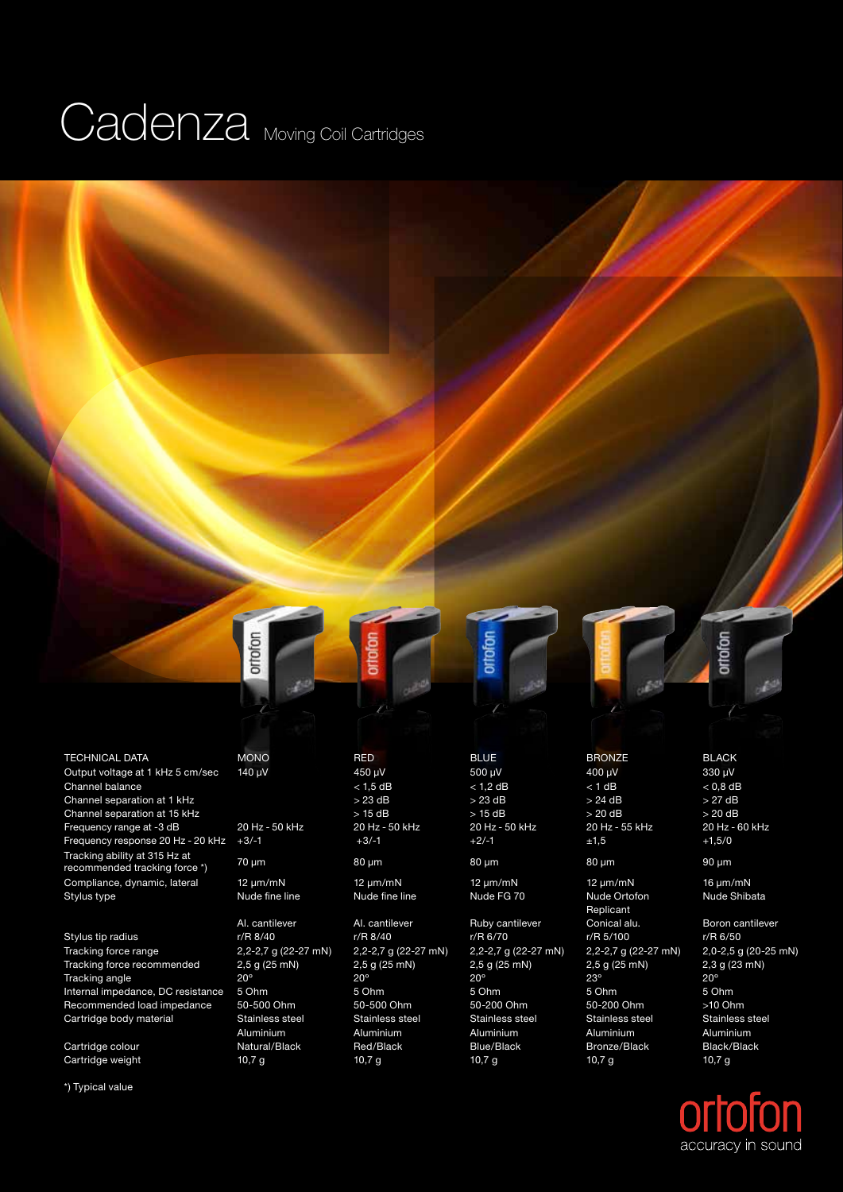# Cadenza Moving Coil Cartridges

| TECHNICAL DATA | MONO | RED | BLUE | BRONZE | BLACK |
|---|---|---|---|---|---|
| Output voltage at 1 kHz 5 cm/sec | 140 µV | 450 µV | 500 µV | 400 µV | 330 µV |
| Channel balance | | < 1,5 dB | < 1,2 dB | < 1 dB | < 0,8 dB |
| Channel separation at 1 kHz | | > 23 dB | > 23 dB | > 24 dB | > 27 dB |
| Channel separation at 15 kHz | | > 15 dB | > 15 dB | > 20 dB | > 20 dB |
| Frequency range at -3 dB | 20 Hz - 50 kHz | 20 Hz - 50 kHz | 20 Hz - 50 kHz | 20 Hz - 55 kHz | 20 Hz - 60 kHz |
| Frequency response 20 Hz - 20 kHz | +3/-1 | +3/-1 | +2/-1 | ±1,5 | +1,5/0 |
| Tracking ability at 315 Hz at recommended tracking force *) | 70 µm | 80 µm | 80 µm | 80 µm | 90 µm |
| Compliance, dynamic, lateral | 12 µm/mN | 12 µm/mN | 12 µm/mN | 12 µm/mN | 16 µm/mN |
| Stylus type | Nude fine line | Nude fine line | Nude FG 70 | Nude Ortofon Replicant | Nude Shibata |
| | Al. cantilever | Al. cantilever | Ruby cantilever | Conical alu. | Boron cantilever |
| Stylus tip radius | r/R 8/40 | r/R 8/40 | r/R 6/70 | r/R 5/100 | r/R 6/50 |
| Tracking force range | 2,2-2,7 g (22-27 mN) | 2,2-2,7 g (22-27 mN) | 2,2-2,7 g (22-27 mN) | 2,2-2,7 g (22-27 mN) | 2,0-2,5 g (20-25 mN) |
| Tracking force recommended | 2,5 g (25 mN) | 2,5 g (25 mN) | 2,5 g (25 mN) | 2,5 g (25 mN) | 2,3 g (23 mN) |
| Tracking angle | 20° | 20° | 20° | 23° | 20° |
| Internal impedance, DC resistance | 5 Ohm | 5 Ohm | 5 Ohm | 5 Ohm | 5 Ohm |
| Recommended load impedance | 50-500 Ohm | 50-500 Ohm | 50-200 Ohm | 50-200 Ohm | >10 Ohm |
| Cartridge body material | Stainless steel Aluminium | Stainless steel Aluminium | Stainless steel Aluminium | Stainless steel Aluminium | Stainless steel Aluminium |
| Cartridge colour | Natural/Black | Red/Black | Blue/Black | Bronze/Black | Black/Black |
| Cartridge weight | 10,7 g | 10,7 g | 10,7 g | 10,7 g | 10,7 g |

*) Typical value

ortofon
accuracy in sound